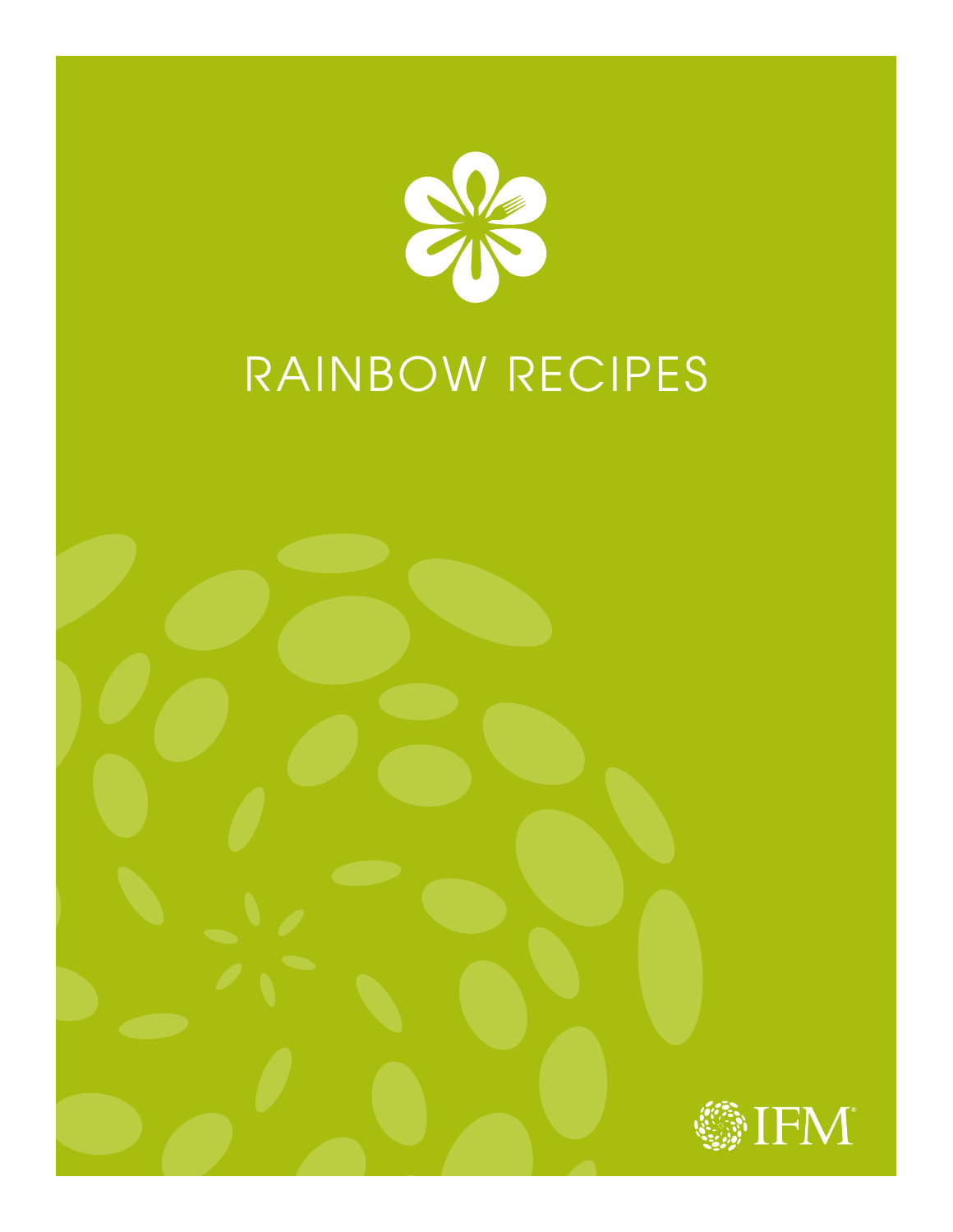# RAINBOW RECIPES

IFM®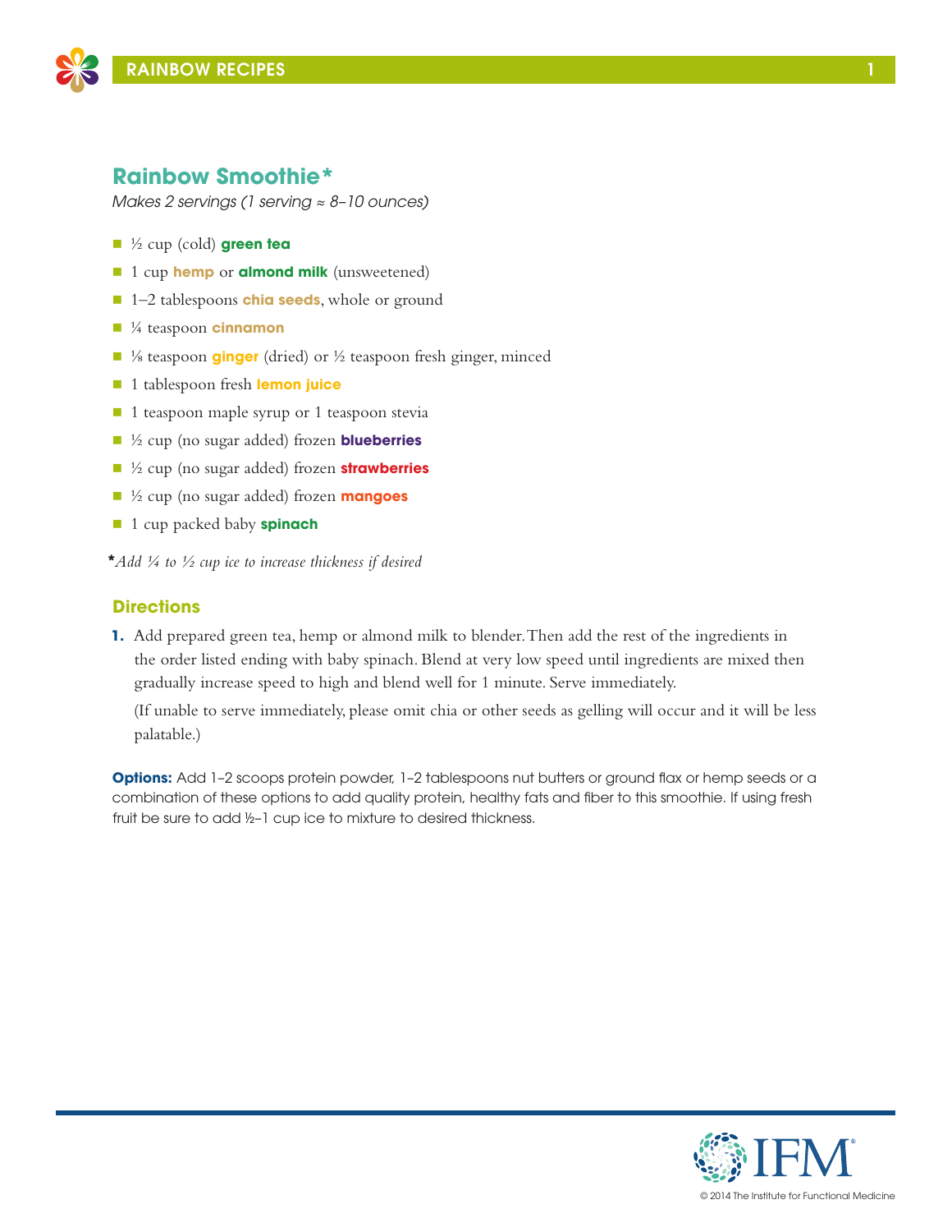## Rainbow Smoothie*

*Makes 2 servings (1 serving ≈ 8–10 ounces)*

- ½ cup (cold) **green tea**
- 1 cup **hemp** or **almond milk** (unsweetened)
- 1–2 tablespoons **chia seeds**, whole or ground
- ¼ teaspoon **cinnamon**
- ⅛ teaspoon **ginger** (dried) or ½ teaspoon fresh ginger, minced
- 1 tablespoon fresh **lemon juice**
- 1 teaspoon maple syrup or 1 teaspoon stevia
- ½ cup (no sugar added) frozen **blueberries**
- ½ cup (no sugar added) frozen **strawberries**
- ½ cup (no sugar added) frozen **mangoes**
- 1 cup packed baby **spinach**

**\***_Add ¼ to ½ cup ice to increase thickness if desired_

### Directions

1. Add prepared green tea, hemp or almond milk to blender. Then add the rest of the ingredients in the order listed ending with baby spinach. Blend at very low speed until ingredients are mixed then gradually increase speed to high and blend well for 1 minute. Serve immediately.

   (If unable to serve immediately, please omit chia or other seeds as gelling will occur and it will be less palatable.)

**Options:** Add 1–2 scoops protein powder, 1–2 tablespoons nut butters or ground flax or hemp seeds or a combination of these options to add quality protein, healthy fats and fiber to this smoothie. If using fresh fruit be sure to add ½–1 cup ice to mixture to desired thickness.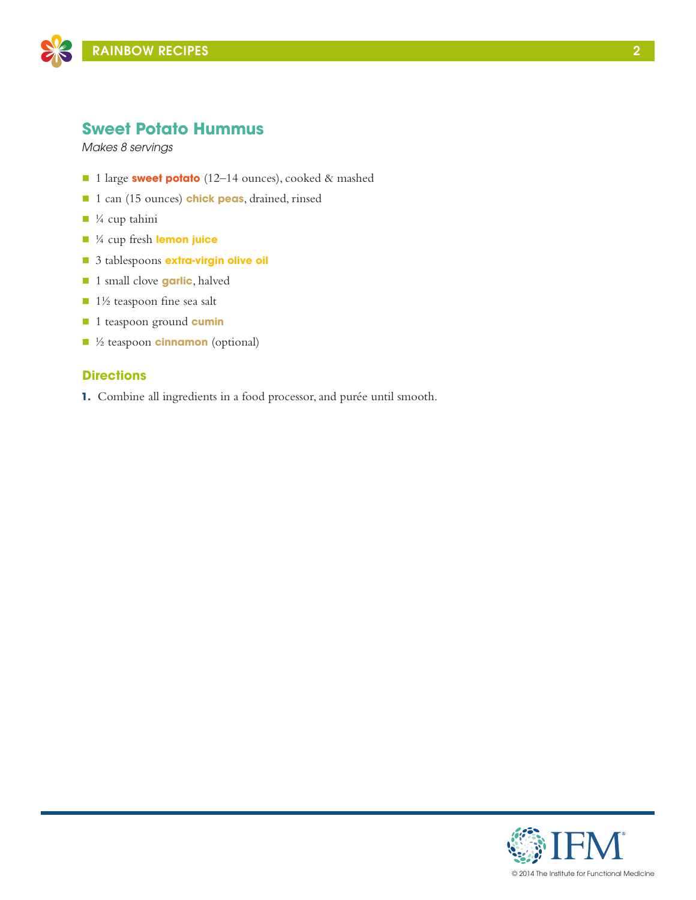## Sweet Potato Hummus

*Makes 8 servings*

- 1 large **sweet potato** (12–14 ounces), cooked & mashed
- 1 can (15 ounces) **chick peas**, drained, rinsed
- ¼ cup tahini
- ¼ cup fresh **lemon juice**
- 3 tablespoons **extra-virgin olive oil**
- 1 small clove **garlic**, halved
- 1½ teaspoon fine sea salt
- 1 teaspoon ground **cumin**
- ½ teaspoon **cinnamon** (optional)

### Directions

1. Combine all ingredients in a food processor, and purée until smooth.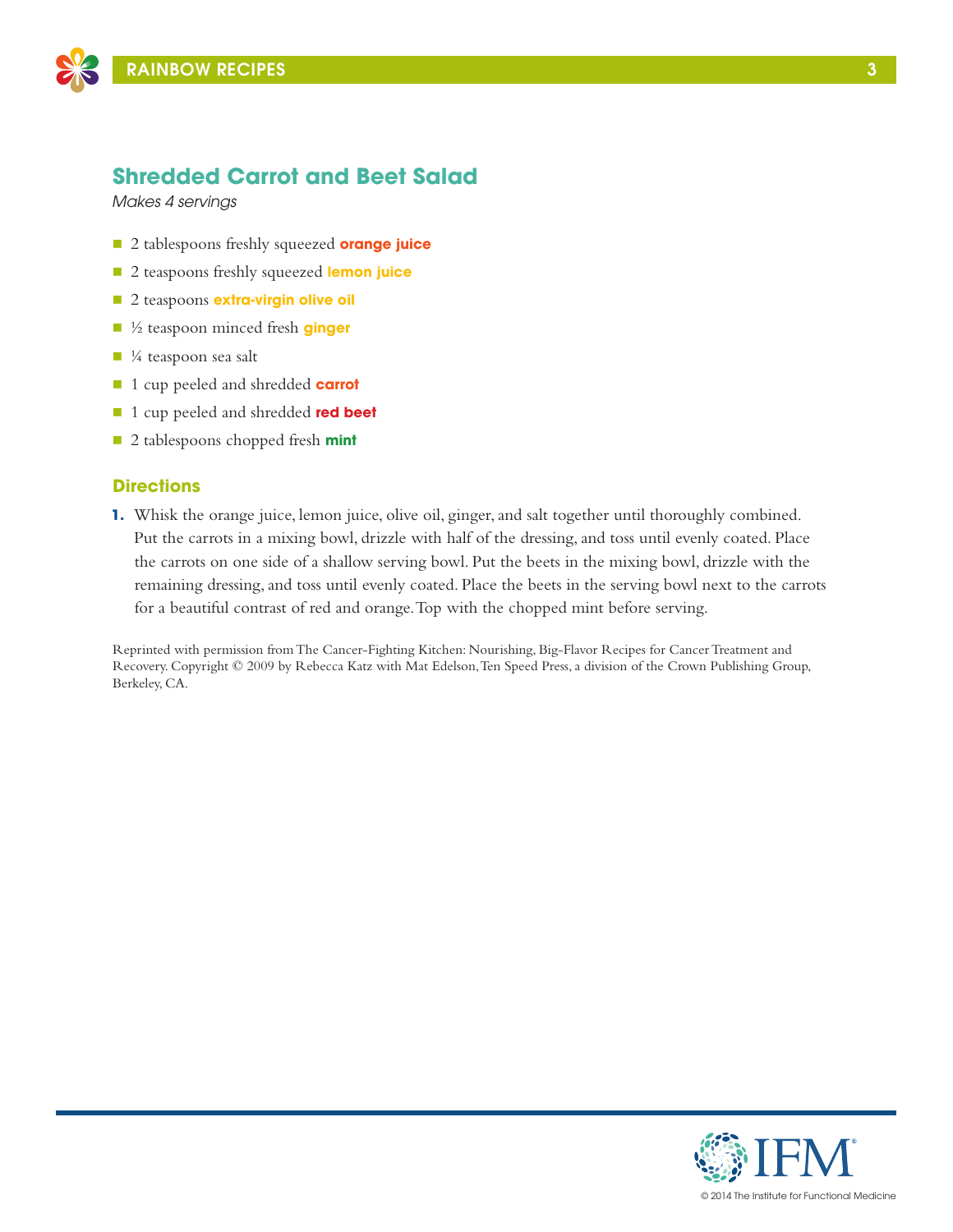## Shredded Carrot and Beet Salad

*Makes 4 servings*

- 2 tablespoons freshly squeezed **orange juice**
- 2 teaspoons freshly squeezed **lemon juice**
- 2 teaspoons **extra-virgin olive oil**
- ½ teaspoon minced fresh **ginger**
- ¼ teaspoon sea salt
- 1 cup peeled and shredded **carrot**
- 1 cup peeled and shredded **red beet**
- 2 tablespoons chopped fresh **mint**

### Directions

1. Whisk the orange juice, lemon juice, olive oil, ginger, and salt together until thoroughly combined. Put the carrots in a mixing bowl, drizzle with half of the dressing, and toss until evenly coated. Place the carrots on one side of a shallow serving bowl. Put the beets in the mixing bowl, drizzle with the remaining dressing, and toss until evenly coated. Place the beets in the serving bowl next to the carrots for a beautiful contrast of red and orange. Top with the chopped mint before serving.

Reprinted with permission from The Cancer-Fighting Kitchen: Nourishing, Big-Flavor Recipes for Cancer Treatment and Recovery. Copyright © 2009 by Rebecca Katz with Mat Edelson, Ten Speed Press, a division of the Crown Publishing Group, Berkeley, CA.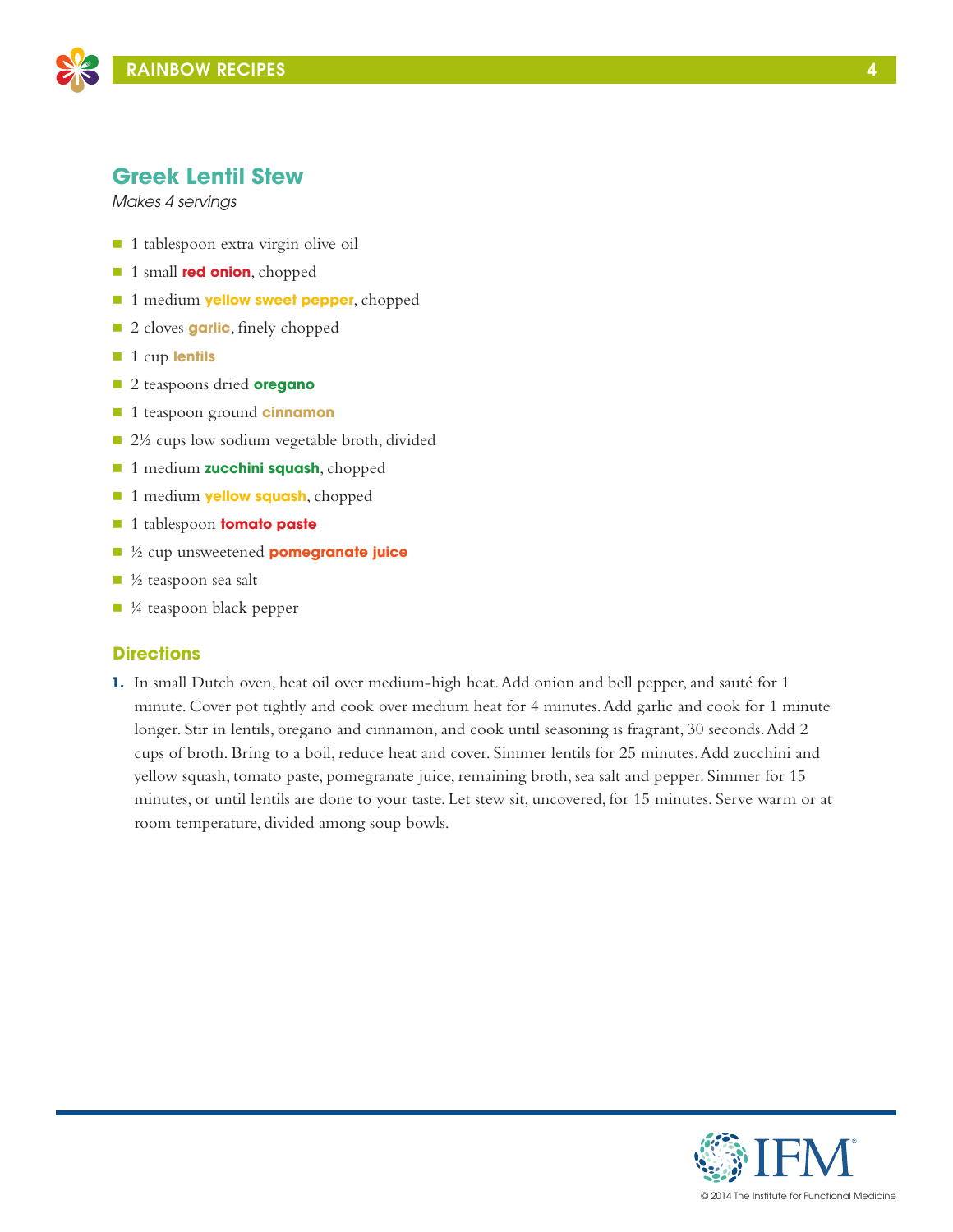## Greek Lentil Stew

*Makes 4 servings*

- 1 tablespoon extra virgin olive oil
- 1 small **red onion**, chopped
- 1 medium **yellow sweet pepper**, chopped
- 2 cloves **garlic**, finely chopped
- 1 cup **lentils**
- 2 teaspoons dried **oregano**
- 1 teaspoon ground **cinnamon**
- 2½ cups low sodium vegetable broth, divided
- 1 medium **zucchini squash**, chopped
- 1 medium **yellow squash**, chopped
- 1 tablespoon **tomato paste**
- ½ cup unsweetened **pomegranate juice**
- ½ teaspoon sea salt
- ¼ teaspoon black pepper

### Directions

1. In small Dutch oven, heat oil over medium-high heat. Add onion and bell pepper, and sauté for 1 minute. Cover pot tightly and cook over medium heat for 4 minutes. Add garlic and cook for 1 minute longer. Stir in lentils, oregano and cinnamon, and cook until seasoning is fragrant, 30 seconds. Add 2 cups of broth. Bring to a boil, reduce heat and cover. Simmer lentils for 25 minutes. Add zucchini and yellow squash, tomato paste, pomegranate juice, remaining broth, sea salt and pepper. Simmer for 15 minutes, or until lentils are done to your taste. Let stew sit, uncovered, for 15 minutes. Serve warm or at room temperature, divided among soup bowls.

© 2014 The Institute for Functional Medicine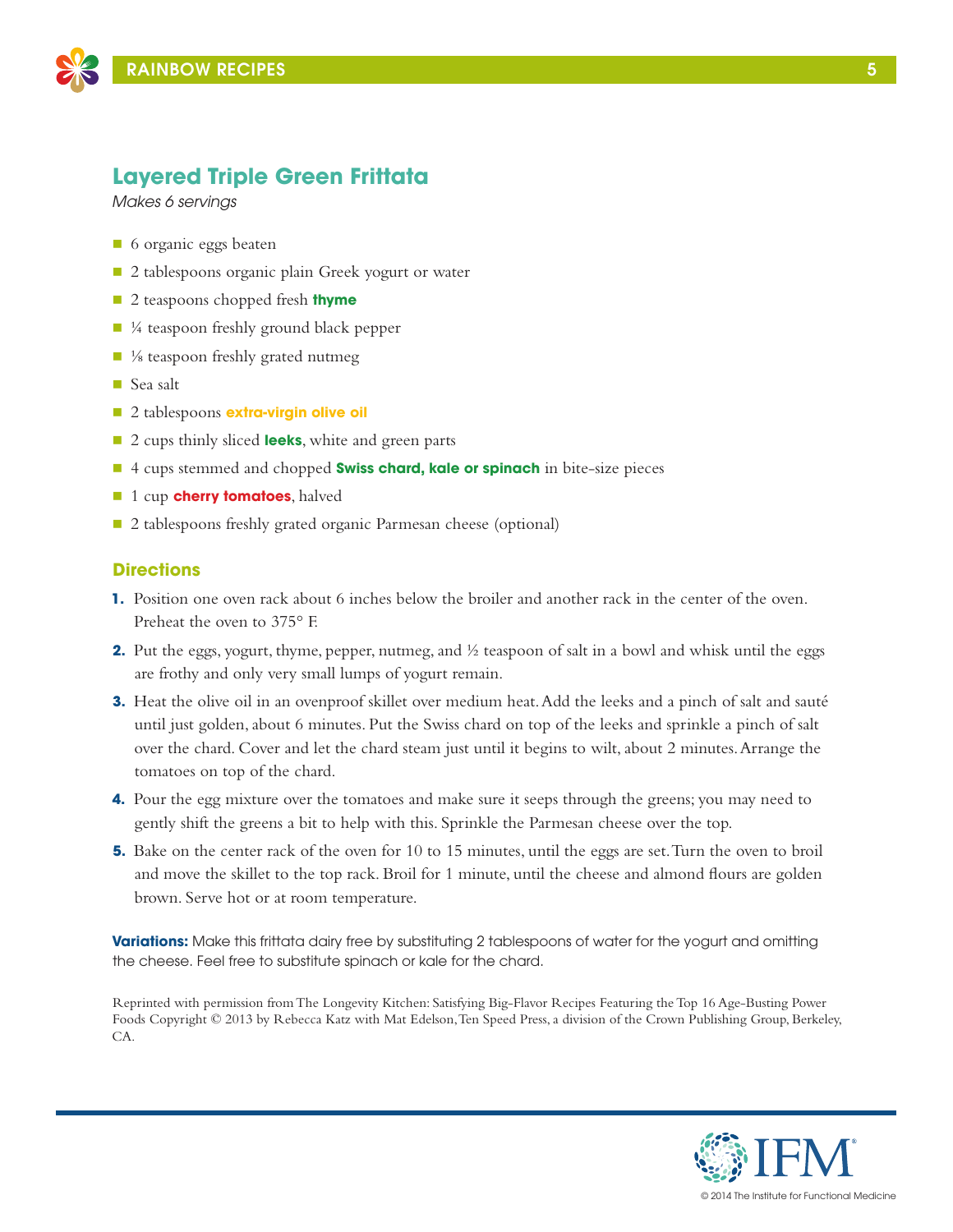## Layered Triple Green Frittata

*Makes 6 servings*

- 6 organic eggs beaten
- 2 tablespoons organic plain Greek yogurt or water
- 2 teaspoons chopped fresh **thyme**
- ¼ teaspoon freshly ground black pepper
- ⅛ teaspoon freshly grated nutmeg
- Sea salt
- 2 tablespoons **extra-virgin olive oil**
- 2 cups thinly sliced **leeks**, white and green parts
- 4 cups stemmed and chopped **Swiss chard, kale or spinach** in bite-size pieces
- 1 cup **cherry tomatoes**, halved
- 2 tablespoons freshly grated organic Parmesan cheese (optional)

### Directions

1. Position one oven rack about 6 inches below the broiler and another rack in the center of the oven. Preheat the oven to 375° F.
2. Put the eggs, yogurt, thyme, pepper, nutmeg, and ½ teaspoon of salt in a bowl and whisk until the eggs are frothy and only very small lumps of yogurt remain.
3. Heat the olive oil in an ovenproof skillet over medium heat. Add the leeks and a pinch of salt and sauté until just golden, about 6 minutes. Put the Swiss chard on top of the leeks and sprinkle a pinch of salt over the chard. Cover and let the chard steam just until it begins to wilt, about 2 minutes. Arrange the tomatoes on top of the chard.
4. Pour the egg mixture over the tomatoes and make sure it seeps through the greens; you may need to gently shift the greens a bit to help with this. Sprinkle the Parmesan cheese over the top.
5. Bake on the center rack of the oven for 10 to 15 minutes, until the eggs are set. Turn the oven to broil and move the skillet to the top rack. Broil for 1 minute, until the cheese and almond flours are golden brown. Serve hot or at room temperature.

**Variations:** Make this frittata dairy free by substituting 2 tablespoons of water for the yogurt and omitting the cheese. Feel free to substitute spinach or kale for the chard.

Reprinted with permission from The Longevity Kitchen: Satisfying Big-Flavor Recipes Featuring the Top 16 Age-Busting Power Foods Copyright © 2013 by Rebecca Katz with Mat Edelson, Ten Speed Press, a division of the Crown Publishing Group, Berkeley, CA.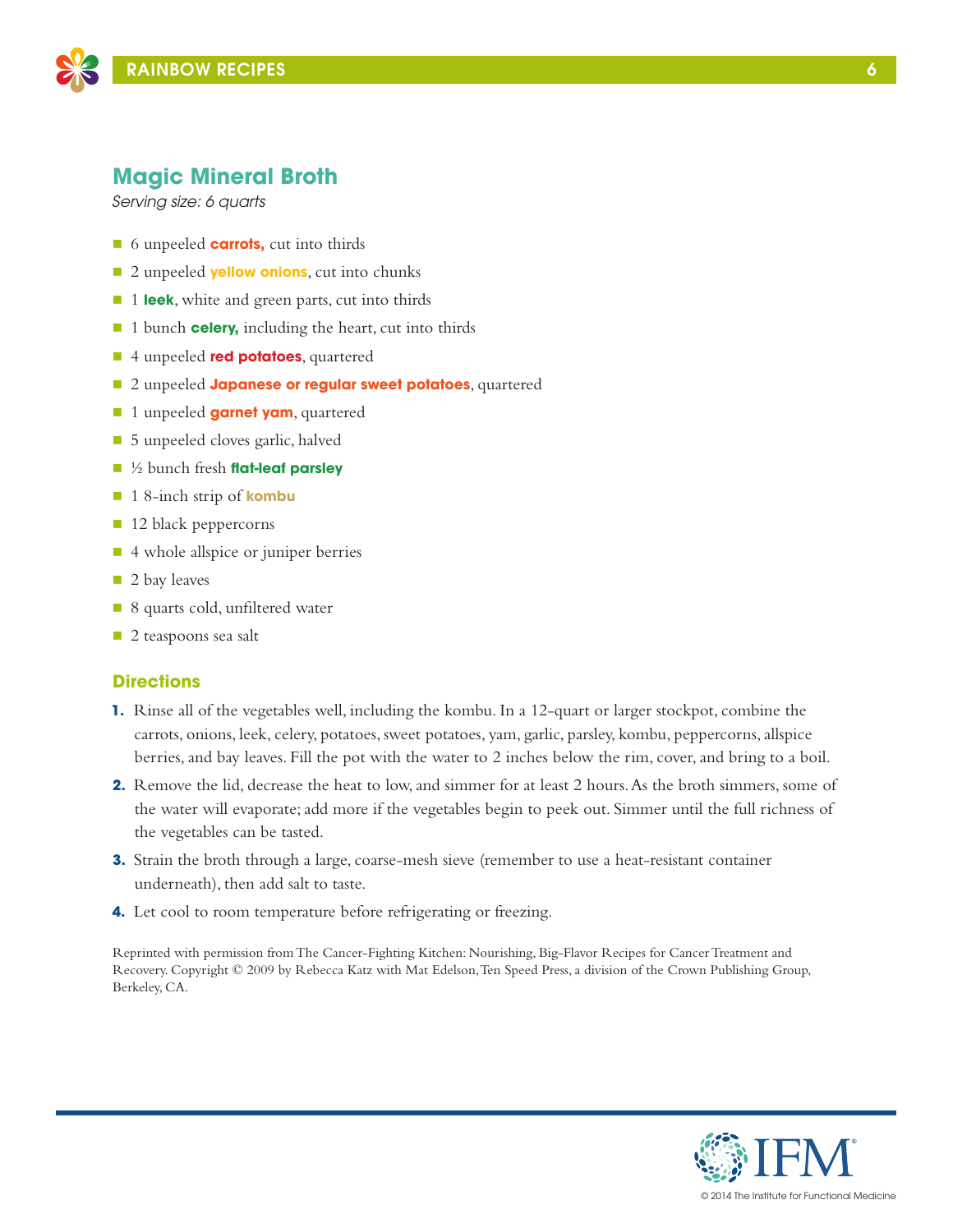## Magic Mineral Broth

*Serving size: 6 quarts*

- 6 unpeeled **carrots,** cut into thirds
- 2 unpeeled **yellow onions**, cut into chunks
- 1 **leek**, white and green parts, cut into thirds
- 1 bunch **celery,** including the heart, cut into thirds
- 4 unpeeled **red potatoes**, quartered
- 2 unpeeled **Japanese or regular sweet potatoes**, quartered
- 1 unpeeled **garnet yam**, quartered
- 5 unpeeled cloves garlic, halved
- ½ bunch fresh **flat-leaf parsley**
- 1 8-inch strip of **kombu**
- 12 black peppercorns
- 4 whole allspice or juniper berries
- 2 bay leaves
- 8 quarts cold, unfiltered water
- 2 teaspoons sea salt

### Directions

1. Rinse all of the vegetables well, including the kombu. In a 12-quart or larger stockpot, combine the carrots, onions, leek, celery, potatoes, sweet potatoes, yam, garlic, parsley, kombu, peppercorns, allspice berries, and bay leaves. Fill the pot with the water to 2 inches below the rim, cover, and bring to a boil.
2. Remove the lid, decrease the heat to low, and simmer for at least 2 hours. As the broth simmers, some of the water will evaporate; add more if the vegetables begin to peek out. Simmer until the full richness of the vegetables can be tasted.
3. Strain the broth through a large, coarse-mesh sieve (remember to use a heat-resistant container underneath), then add salt to taste.
4. Let cool to room temperature before refrigerating or freezing.

Reprinted with permission from The Cancer-Fighting Kitchen: Nourishing, Big-Flavor Recipes for Cancer Treatment and Recovery. Copyright © 2009 by Rebecca Katz with Mat Edelson, Ten Speed Press, a division of the Crown Publishing Group, Berkeley, CA.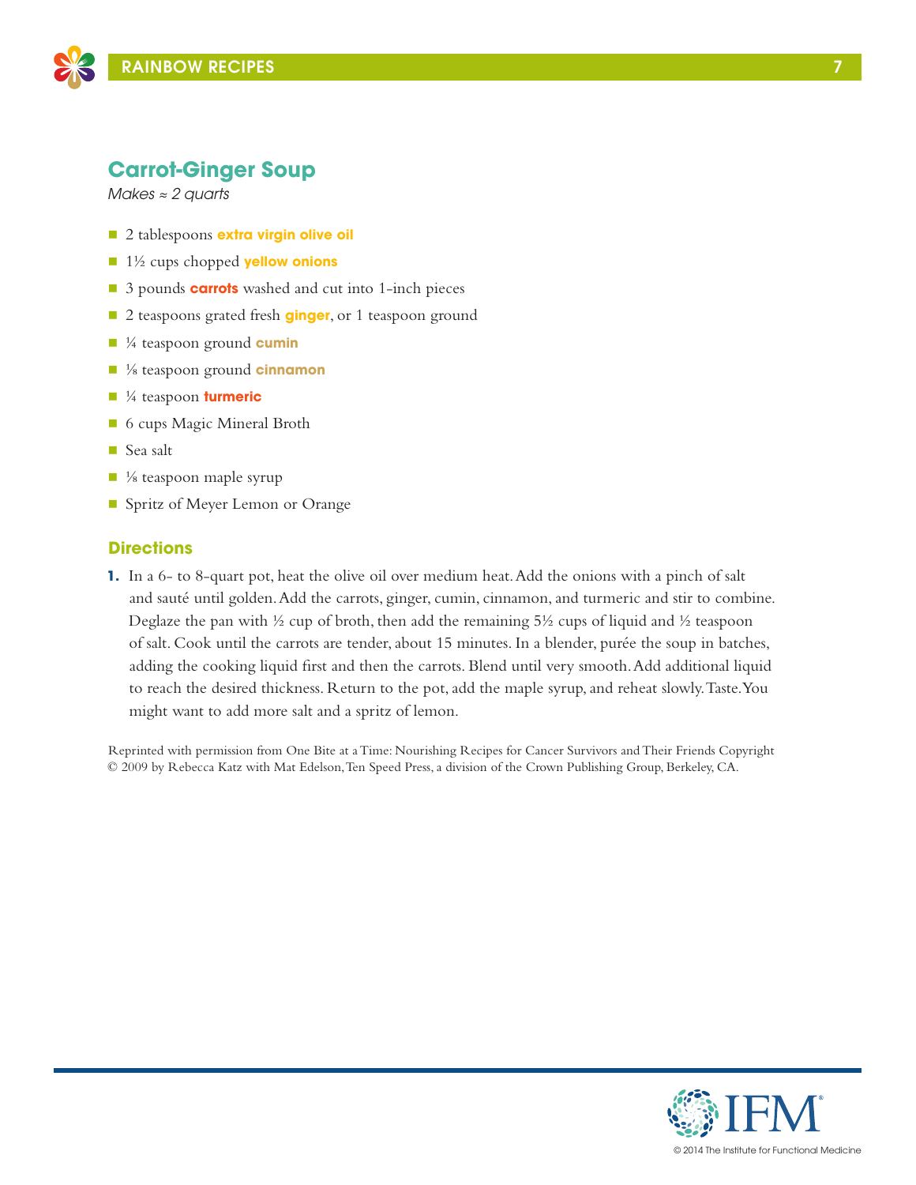## Carrot-Ginger Soup

*Makes ≈ 2 quarts*

- 2 tablespoons **extra virgin olive oil**
- 1½ cups chopped **yellow onions**
- 3 pounds **carrots** washed and cut into 1-inch pieces
- 2 teaspoons grated fresh **ginger**, or 1 teaspoon ground
- ¼ teaspoon ground **cumin**
- ⅛ teaspoon ground **cinnamon**
- ¼ teaspoon **turmeric**
- 6 cups Magic Mineral Broth
- Sea salt
- ⅛ teaspoon maple syrup
- Spritz of Meyer Lemon or Orange

### Directions

1. In a 6- to 8-quart pot, heat the olive oil over medium heat. Add the onions with a pinch of salt and sauté until golden. Add the carrots, ginger, cumin, cinnamon, and turmeric and stir to combine. Deglaze the pan with ½ cup of broth, then add the remaining 5½ cups of liquid and ½ teaspoon of salt. Cook until the carrots are tender, about 15 minutes. In a blender, purée the soup in batches, adding the cooking liquid first and then the carrots. Blend until very smooth. Add additional liquid to reach the desired thickness. Return to the pot, add the maple syrup, and reheat slowly. Taste. You might want to add more salt and a spritz of lemon.

Reprinted with permission from One Bite at a Time: Nourishing Recipes for Cancer Survivors and Their Friends Copyright © 2009 by Rebecca Katz with Mat Edelson, Ten Speed Press, a division of the Crown Publishing Group, Berkeley, CA.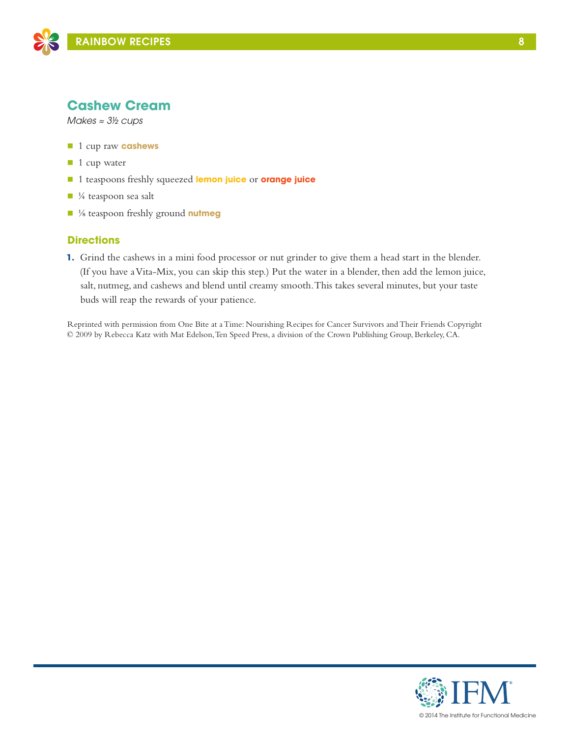## Cashew Cream

*Makes ≈ 3½ cups*

- 1 cup raw **cashews**
- 1 cup water
- 1 teaspoons freshly squeezed **lemon juice** or **orange juice**
- ¼ teaspoon sea salt
- ⅛ teaspoon freshly ground **nutmeg**

### Directions

1. Grind the cashews in a mini food processor or nut grinder to give them a head start in the blender. (If you have a Vita-Mix, you can skip this step.) Put the water in a blender, then add the lemon juice, salt, nutmeg, and cashews and blend until creamy smooth. This takes several minutes, but your taste buds will reap the rewards of your patience.

Reprinted with permission from One Bite at a Time: Nourishing Recipes for Cancer Survivors and Their Friends Copyright © 2009 by Rebecca Katz with Mat Edelson, Ten Speed Press, a division of the Crown Publishing Group, Berkeley, CA.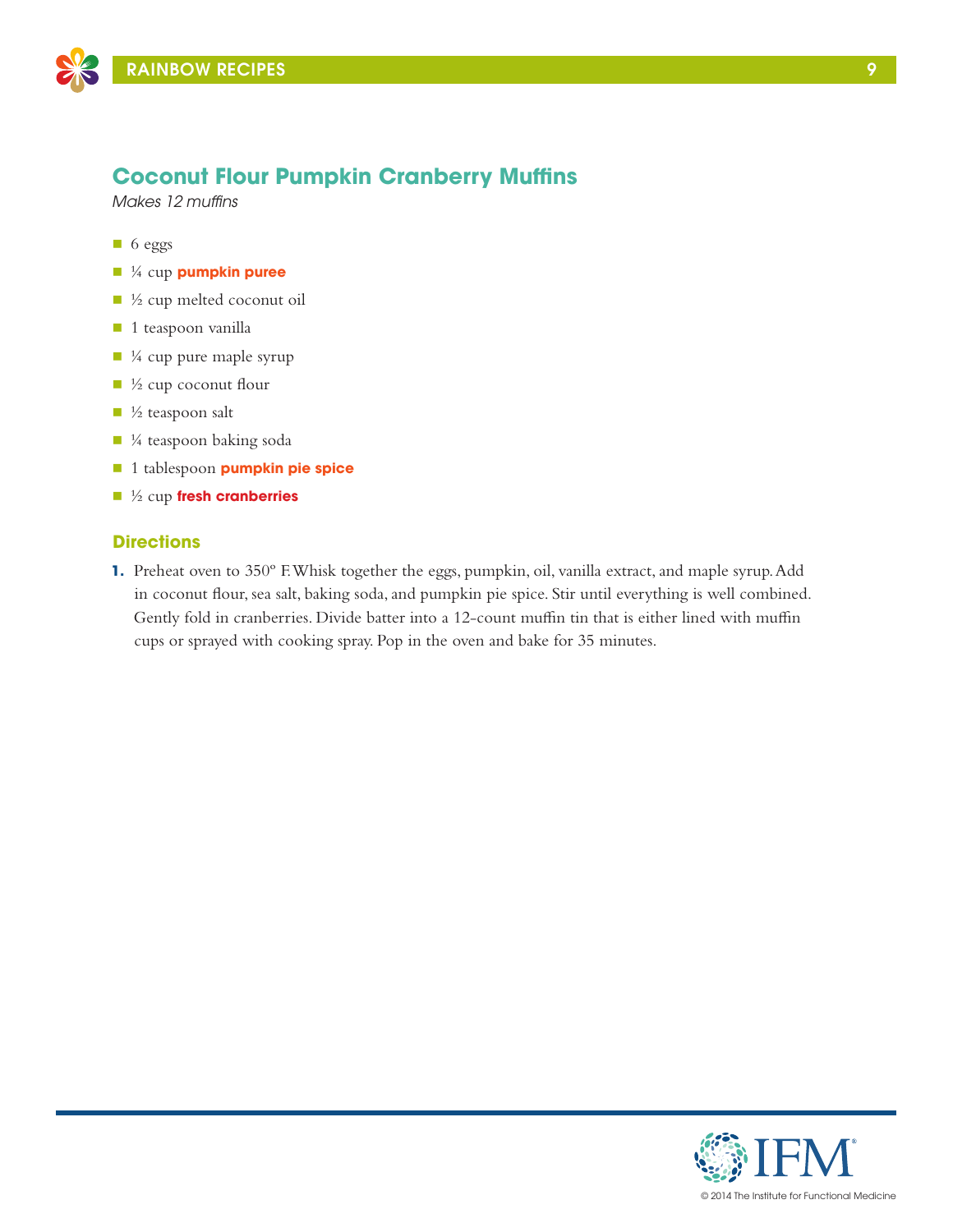## Coconut Flour Pumpkin Cranberry Muffins

*Makes 12 muffins*

- 6 eggs
- ¼ cup **pumpkin puree**
- ½ cup melted coconut oil
- 1 teaspoon vanilla
- ¼ cup pure maple syrup
- ½ cup coconut flour
- ½ teaspoon salt
- ¼ teaspoon baking soda
- 1 tablespoon **pumpkin pie spice**
- ½ cup **fresh cranberries**

### Directions

1. Preheat oven to 350º F. Whisk together the eggs, pumpkin, oil, vanilla extract, and maple syrup. Add in coconut flour, sea salt, baking soda, and pumpkin pie spice. Stir until everything is well combined. Gently fold in cranberries. Divide batter into a 12-count muffin tin that is either lined with muffin cups or sprayed with cooking spray. Pop in the oven and bake for 35 minutes.

© 2014 The Institute for Functional Medicine